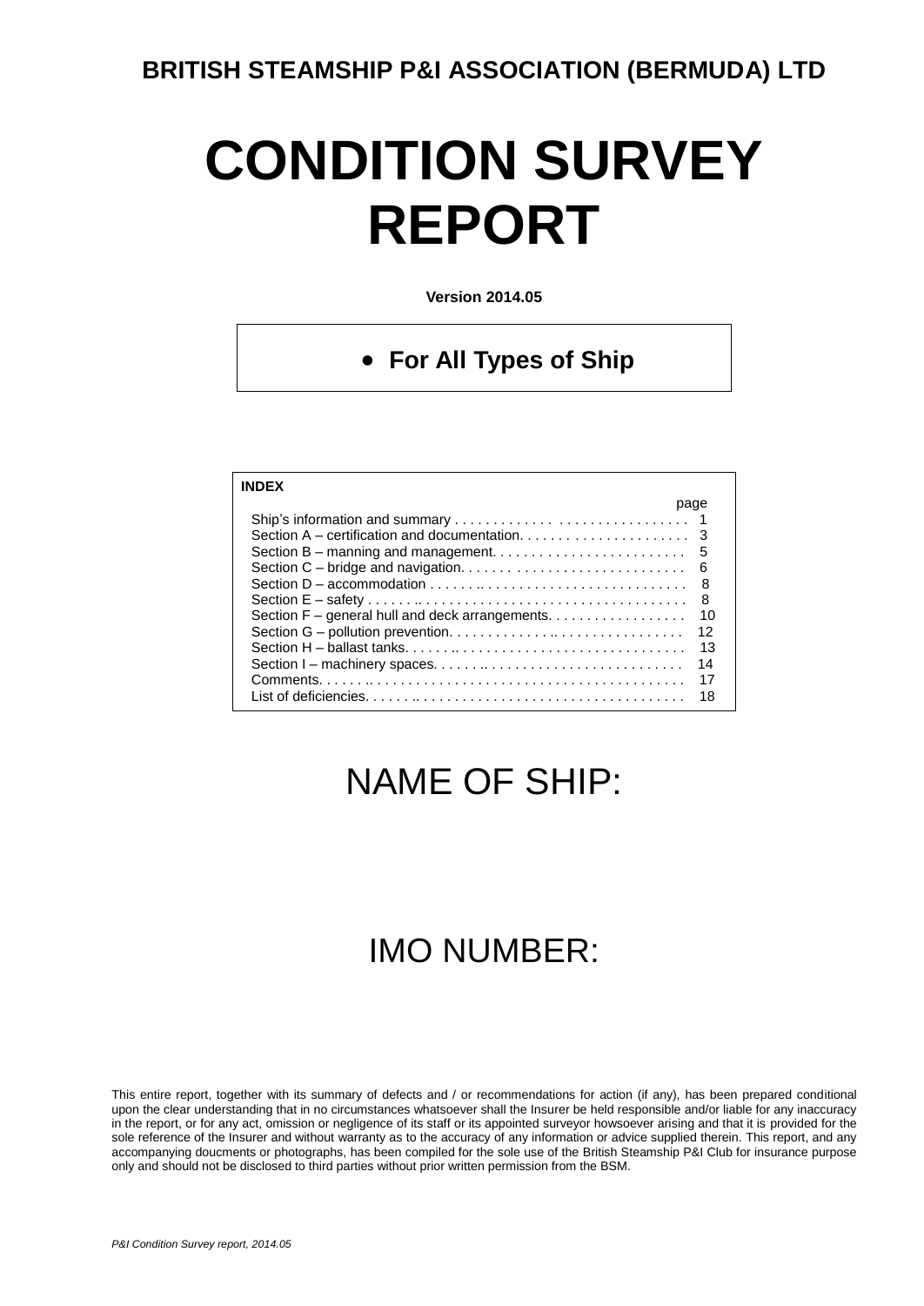**BRITISH STEAMSHIP P&I ASSOCIATION (BERMUDA) LTD**

# CONDITION SURVEY REPORT

**Version 2014.05**

- **For All Types of Ship**

**INDEX**

| | page |
|---|---|
| Ship's information and summary | 1 |
| Section A – certification and documentation | 3 |
| Section B – manning and management | 5 |
| Section C – bridge and navigation | 6 |
| Section D – accommodation | 8 |
| Section E – safety | 8 |
| Section F – general hull and deck arrangements | 10 |
| Section G – pollution prevention | 12 |
| Section H – ballast tanks | 13 |
| Section I – machinery spaces | 14 |
| Comments | 17 |
| List of deficiencies | 18 |

NAME OF SHIP:

IMO NUMBER:

This entire report, together with its summary of defects and / or recommendations for action (if any), has been prepared conditional upon the clear understanding that in no circumstances whatsoever shall the Insurer be held responsible and/or liable for any inaccuracy in the report, or for any act, omission or negligence of its staff or its appointed surveyor howsoever arising and that it is provided for the sole reference of the Insurer and without warranty as to the accuracy of any information or advice supplied therein. This report, and any accompanying doucments or photographs, has been compiled for the sole use of the British Steamship P&I Club for insurance purpose only and should not be disclosed to third parties without prior written permission from the BSM.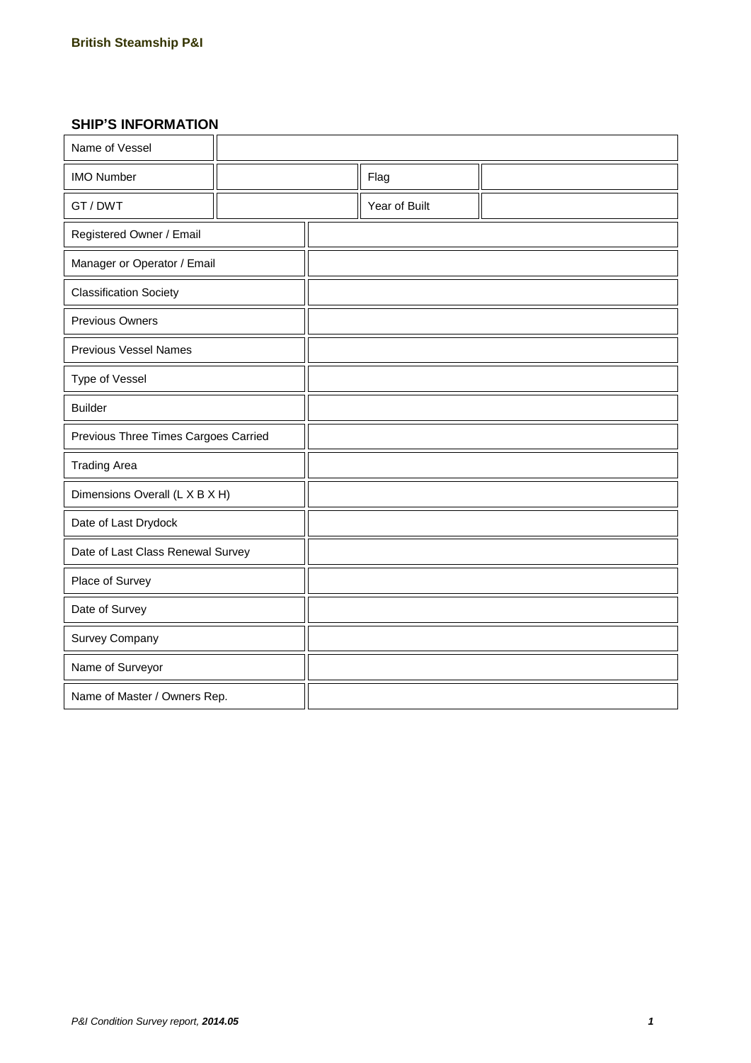British Steamship P&I

## SHIP'S INFORMATION

| Name of Vessel | | | |
|---|---|---|---|
| IMO Number | | Flag | |
| GT / DWT | | Year of Built | |

| | |
|---|---|
| Registered Owner / Email | |
| Manager or Operator / Email | |
| Classification Society | |
| Previous Owners | |
| Previous Vessel Names | |
| Type of Vessel | |
| Builder | |
| Previous Three Times Cargoes Carried | |
| Trading Area | |
| Dimensions Overall (L X B X H) | |
| Date of Last Drydock | |
| Date of Last Class Renewal Survey | |
| Place of Survey | |
| Date of Survey | |
| Survey Company | |
| Name of Surveyor | |
| Name of Master / Owners Rep. | |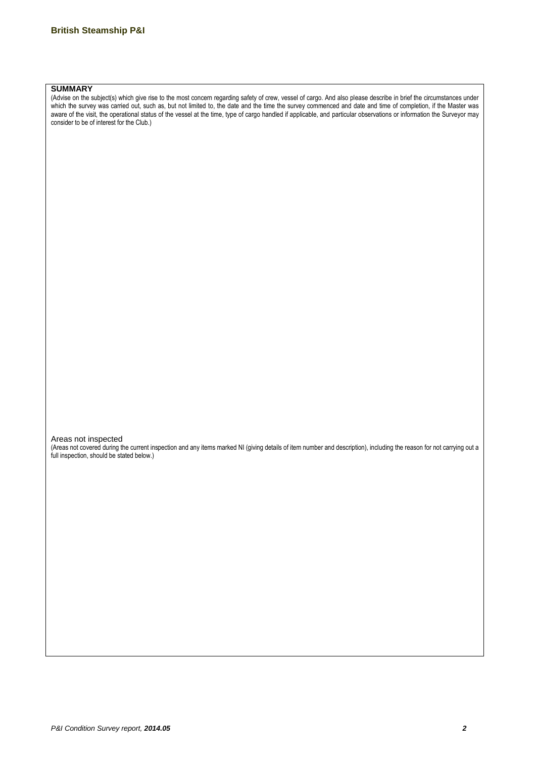## SUMMARY

(Advise on the subject(s) which give rise to the most concern regarding safety of crew, vessel of cargo. And also please describe in brief the circumstances under which the survey was carried out, such as, but not limited to, the date and the time the survey commenced and date and time of completion, if the Master was aware of the visit, the operational status of the vessel at the time, type of cargo handled if applicable, and particular observations or information the Surveyor may consider to be of interest for the Club.)

### Areas not inspected

(Areas not covered during the current inspection and any items marked NI (giving details of item number and description), including the reason for not carrying out a full inspection, should be stated below.)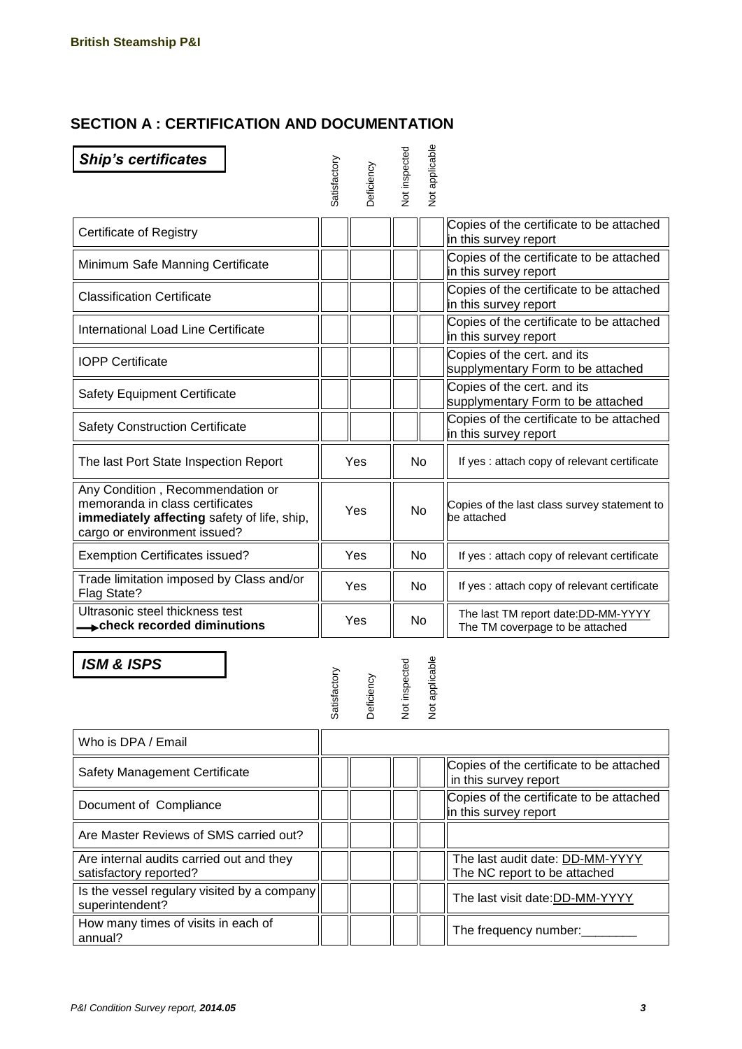**British Steamship P&I**

## SECTION A : CERTIFICATION AND DOCUMENTATION

| ***Ship's certificates*** | Satisfactory | Deficiency | Not inspected | Not applicable | |
|---|---|---|---|---|---|
| Certificate of Registry | | | | | Copies of the certificate to be attached in this survey report |
| Minimum Safe Manning Certificate | | | | | Copies of the certificate to be attached in this survey report |
| Classification Certificate | | | | | Copies of the certificate to be attached in this survey report |
| International Load Line Certificate | | | | | Copies of the certificate to be attached in this survey report |
| IOPP Certificate | | | | | Copies of the cert. and its supplymentary Form to be attached |
| Safety Equipment Certificate | | | | | Copies of the cert. and its supplymentary Form to be attached |
| Safety Construction Certificate | | | | | Copies of the certificate to be attached in this survey report |
| The last Port State Inspection Report | Yes | | No | | If yes : attach copy of relevant certificate |
| Any Condition , Recommendation or memoranda in class certificates **immediately affecting** safety of life, ship, cargo or environment issued? | Yes | | No | | Copies of the last class survey statement to be attached |
| Exemption Certificates issued? | Yes | | No | | If yes : attach copy of relevant certificate |
| Trade limitation imposed by Class and/or Flag State? | Yes | | No | | If yes : attach copy of relevant certificate |
| Ultrasonic steel thickness test → **check recorded diminutions** | Yes | | No | | The last TM report date:DD-MM-YYYY The TM coverpage to be attached |

| ***ISM & ISPS*** | Satisfactory | Deficiency | Not inspected | Not applicable | |
|---|---|---|---|---|---|
| Who is DPA / Email | | | | | |
| Safety Management Certificate | | | | | Copies of the certificate to be attached in this survey report |
| Document of Compliance | | | | | Copies of the certificate to be attached in this survey report |
| Are Master Reviews of SMS carried out? | | | | | |
| Are internal audits carried out and they satisfactory reported? | | | | | The last audit date: DD-MM-YYYY The NC report to be attached |
| Is the vessel regulary visited by a company superintendent? | | | | | The last visit date:DD-MM-YYYY |
| How many times of visits in each of annual? | | | | | The frequency number:________ |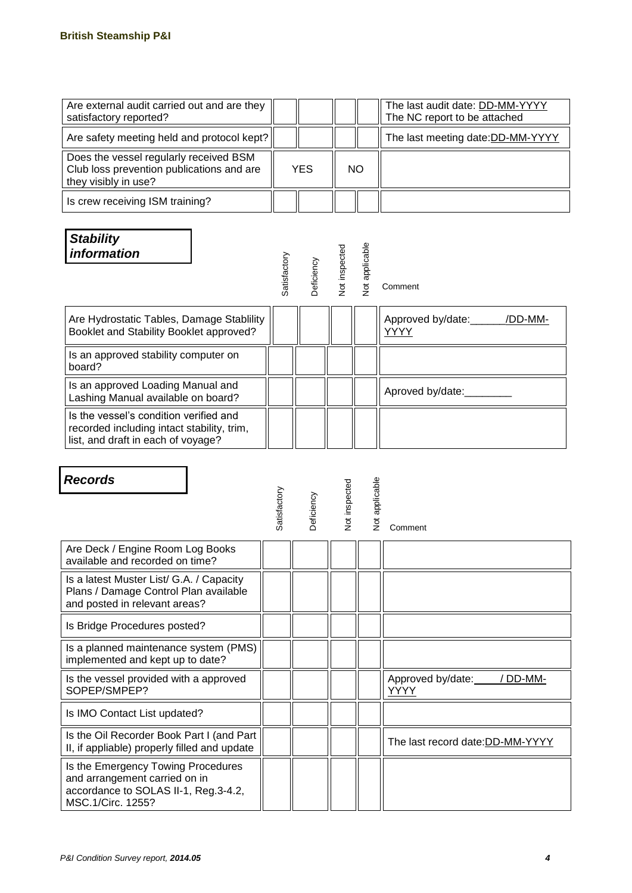| | | | | | |
|---|---|---|---|---|---|
| Are external audit carried out and are they satisfactory reported? | | | | | The last audit date: DD-MM-YYYY The NC report to be attached |
| Are safety meeting held and protocol kept? | | | | | The last meeting date:DD-MM-YYYY |
| Does the vessel regularly received BSM Club loss prevention publications and are they visibly in use? | YES | | NO | | |
| Is crew receiving ISM training? | | | | | |

***Stability information***

| | Satisfactory | Deficiency | Not inspected | Not applicable | Comment |
|---|---|---|---|---|---|
| Are Hydrostatic Tables, Damage Stablility Booklet and Stability Booklet approved? | | | | | Approved by/date:______/DD-MM-YYYY |
| Is an approved stability computer on board? | | | | | |
| Is an approved Loading Manual and Lashing Manual available on board? | | | | | Aproved by/date:________ |
| Is the vessel's condition verified and recorded including intact stability, trim, list, and draft in each of voyage? | | | | | |

***Records***

| | Satisfactory | Deficiency | Not inspected | Not applicable | Comment |
|---|---|---|---|---|---|
| Are Deck / Engine Room Log Books available and recorded on time? | | | | | |
| Is a latest Muster List/ G.A. / Capacity Plans / Damage Control Plan available and posted in relevant areas? | | | | | |
| Is Bridge Procedures posted? | | | | | |
| Is a planned maintenance system (PMS) implemented and kept up to date? | | | | | |
| Is the vessel provided with a approved SOPEP/SMPEP? | | | | | Approved by/date:____/ DD-MM-YYYY |
| Is IMO Contact List updated? | | | | | |
| Is the Oil Recorder Book Part I (and Part II, if appliable) properly filled and update | | | | | The last record date:DD-MM-YYYY |
| Is the Emergency Towing Procedures and arrangement carried on in accordance to SOLAS II-1, Reg.3-4.2, MSC.1/Circ. 1255? | | | | | |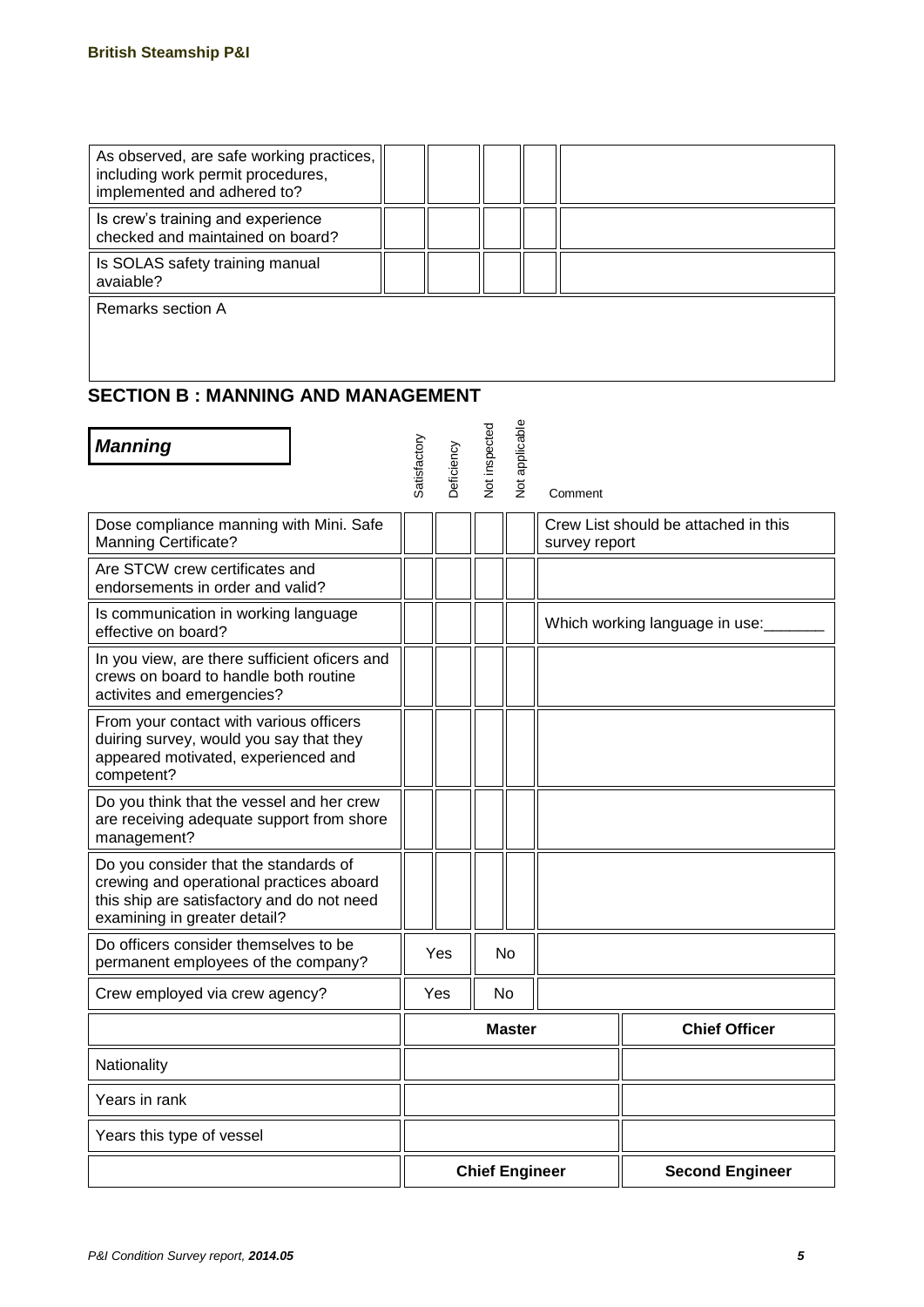| | | | | | |
|---|---|---|---|---|---|
| As observed, are safe working practices, including work permit procedures, implemented and adhered to? | | | | | |
| Is crew's training and experience checked and maintained on board? | | | | | |
| Is SOLAS safety training manual avaiable? | | | | | |

Remarks section A

## SECTION B : MANNING AND MANAGEMENT

***Manning***

| | Satisfactory | Deficiency | Not inspected | Not applicable | Comment |
|---|---|---|---|---|---|
| Dose compliance manning with Mini. Safe Manning Certificate? | | | | | Crew List should be attached in this survey report |
| Are STCW crew certificates and endorsements in order and valid? | | | | | |
| Is communication in working language effective on board? | | | | | Which working language in use:_______ |
| In you view, are there sufficient oficers and crews on board to handle both routine activites and emergencies? | | | | | |
| From your contact with various officers duiring survey, would you say that they appeared motivated, experienced and competent? | | | | | |
| Do you think that the vessel and her crew are receiving adequate support from shore management? | | | | | |
| Do you consider that the standards of crewing and operational practices aboard this ship are satisfactory and do not need examining in greater detail? | | | | | |
| Do officers consider themselves to be permanent employees of the company? | Yes | | No | | |
| Crew employed via crew agency? | Yes | | No | | |

| | Master | Chief Officer |
|---|---|---|
| Nationality | | |
| Years in rank | | |
| Years this type of vessel | | |
| | **Chief Engineer** | **Second Engineer** |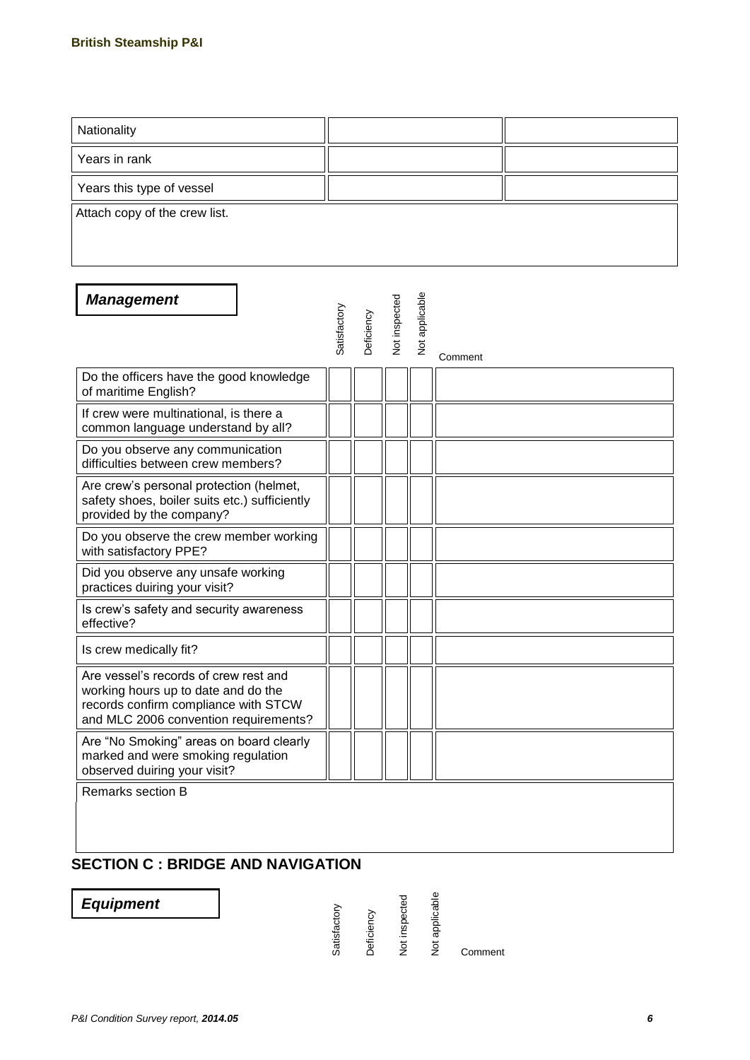| Nationality | | |
|---|---|---|
| Years in rank | | |
| Years this type of vessel | | |
| Attach copy of the crew list. | | |

| ***Management*** | Satisfactory | Deficiency | Not inspected | Not applicable | Comment |
|---|---|---|---|---|---|
| Do the officers have the good knowledge of maritime English? | | | | | |
| If crew were multinational, is there a common language understand by all? | | | | | |
| Do you observe any communication difficulties between crew members? | | | | | |
| Are crew's personal protection (helmet, safety shoes, boiler suits etc.) sufficiently provided by the company? | | | | | |
| Do you observe the crew member working with satisfactory PPE? | | | | | |
| Did you observe any unsafe working practices duiring your visit? | | | | | |
| Is crew's safety and security awareness effective? | | | | | |
| Is crew medically fit? | | | | | |
| Are vessel's records of crew rest and working hours up to date and do the records confirm compliance with STCW and MLC 2006 convention requirements? | | | | | |
| Are "No Smoking" areas on board clearly marked and were smoking regulation observed duiring your visit? | | | | | |
| Remarks section B | | | | | |

## SECTION C : BRIDGE AND NAVIGATION

| ***Equipment*** | Satisfactory | Deficiency | Not inspected | Not applicable | Comment |
|---|---|---|---|---|---|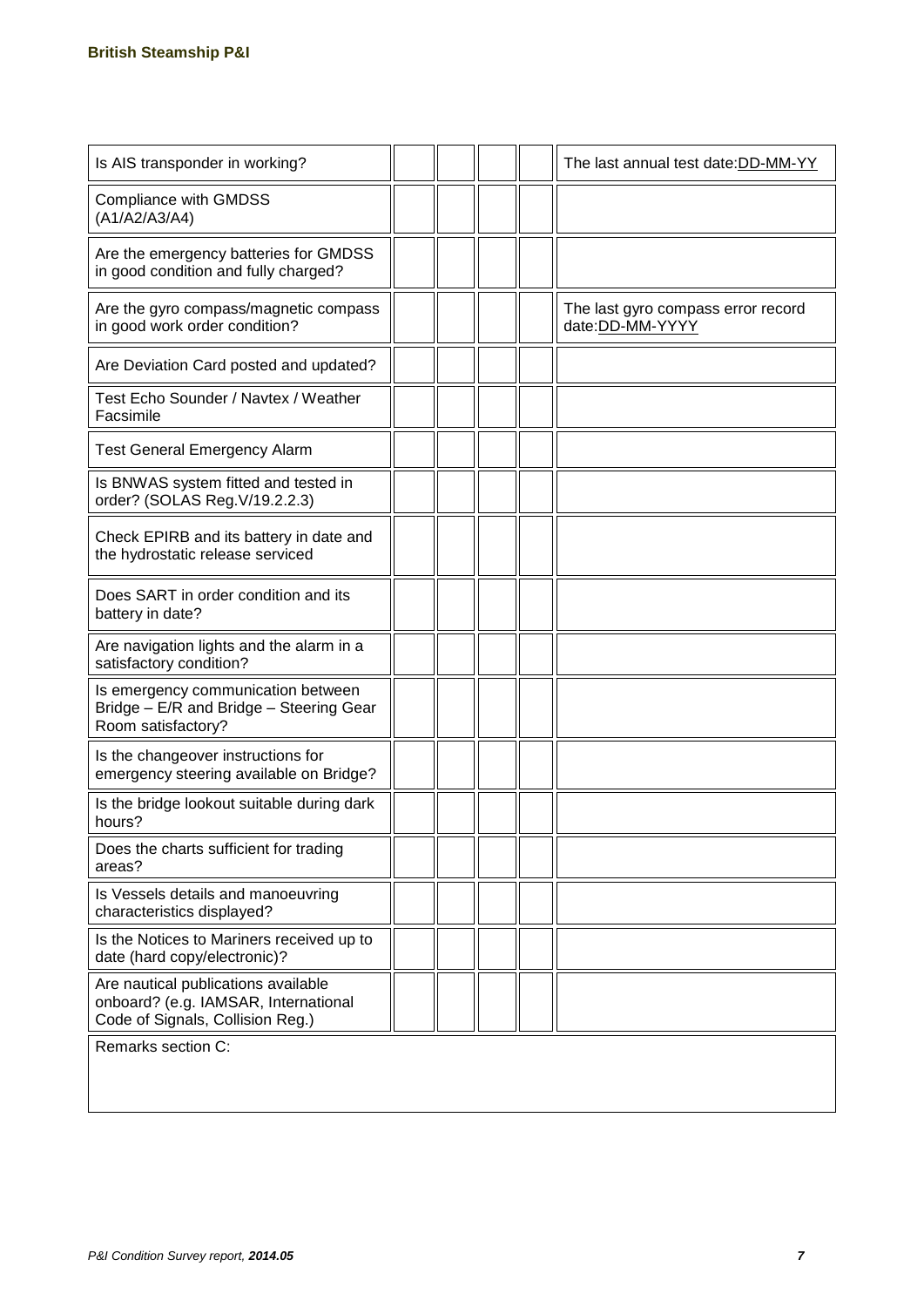| Is AIS transponder in working? | | | | | The last annual test date:DD-MM-YY |
|---|---|---|---|---|---|
| Compliance with GMDSS (A1/A2/A3/A4) | | | | | |
| Are the emergency batteries for GMDSS in good condition and fully charged? | | | | | |
| Are the gyro compass/magnetic compass in good work order condition? | | | | | The last gyro compass error record date:DD-MM-YYYY |
| Are Deviation Card posted and updated? | | | | | |
| Test Echo Sounder / Navtex / Weather Facsimile | | | | | |
| Test General Emergency Alarm | | | | | |
| Is BNWAS system fitted and tested in order? (SOLAS Reg.V/19.2.2.3) | | | | | |
| Check EPIRB and its battery in date and the hydrostatic release serviced | | | | | |
| Does SART in order condition and its battery in date? | | | | | |
| Are navigation lights and the alarm in a satisfactory condition? | | | | | |
| Is emergency communication between Bridge – E/R and Bridge – Steering Gear Room satisfactory? | | | | | |
| Is the changeover instructions for emergency steering available on Bridge? | | | | | |
| Is the bridge lookout suitable during dark hours? | | | | | |
| Does the charts sufficient for trading areas? | | | | | |
| Is Vessels details and manoeuvring characteristics displayed? | | | | | |
| Is the Notices to Mariners received up to date (hard copy/electronic)? | | | | | |
| Are nautical publications available onboard? (e.g. IAMSAR, International Code of Signals, Collision Reg.) | | | | | |

Remarks section C: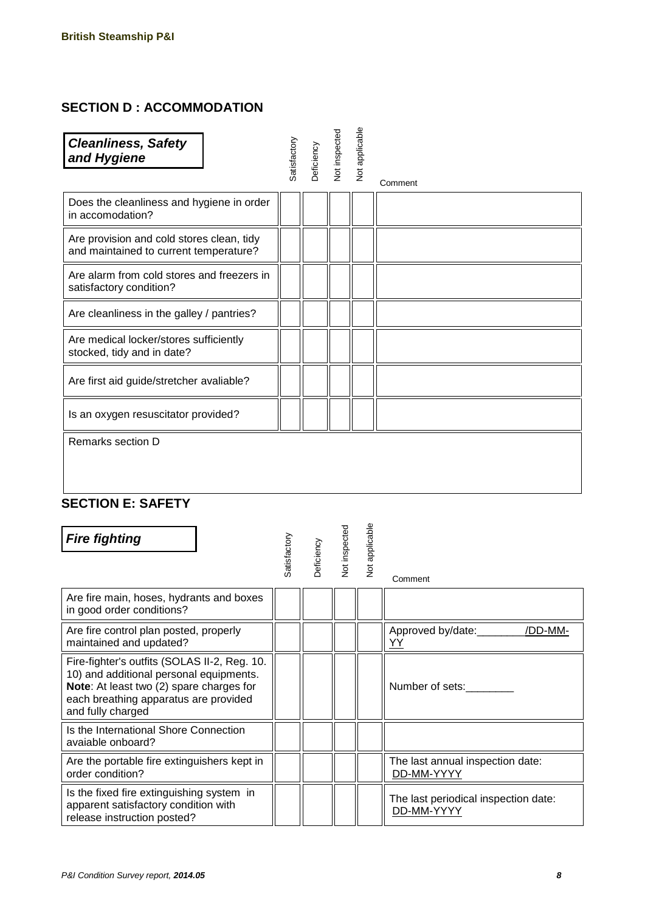## SECTION D : ACCOMMODATION

| ***Cleanliness, Safety and Hygiene*** | Satisfactory | Deficiency | Not inspected | Not applicable | Comment |
|---|---|---|---|---|---|
| Does the cleanliness and hygiene in order in accomodation? | | | | | |
| Are provision and cold stores clean, tidy and maintained to current temperature? | | | | | |
| Are alarm from cold stores and freezers in satisfactory condition? | | | | | |
| Are cleanliness in the galley / pantries? | | | | | |
| Are medical locker/stores sufficiently stocked, tidy and in date? | | | | | |
| Are first aid guide/stretcher avaliable? | | | | | |
| Is an oxygen resuscitator provided? | | | | | |

Remarks section D

## SECTION E: SAFETY

| ***Fire fighting*** | Satisfactory | Deficiency | Not inspected | Not applicable | Comment |
|---|---|---|---|---|---|
| Are fire main, hoses, hydrants and boxes in good order conditions? | | | | | |
| Are fire control plan posted, properly maintained and updated? | | | | | Approved by/date:________/DD-MM-YY |
| Fire-fighter's outfits (SOLAS II-2, Reg. 10. 10) and additional personal equipments. **Note**: At least two (2) spare charges for each breathing apparatus are provided and fully charged | | | | | Number of sets:________ |
| Is the International Shore Connection avaiable onboard? | | | | | |
| Are the portable fire extinguishers kept in order condition? | | | | | The last annual inspection date: DD-MM-YYYY |
| Is the fixed fire extinguishing system in apparent satisfactory condition with release instruction posted? | | | | | The last periodical inspection date: DD-MM-YYYY |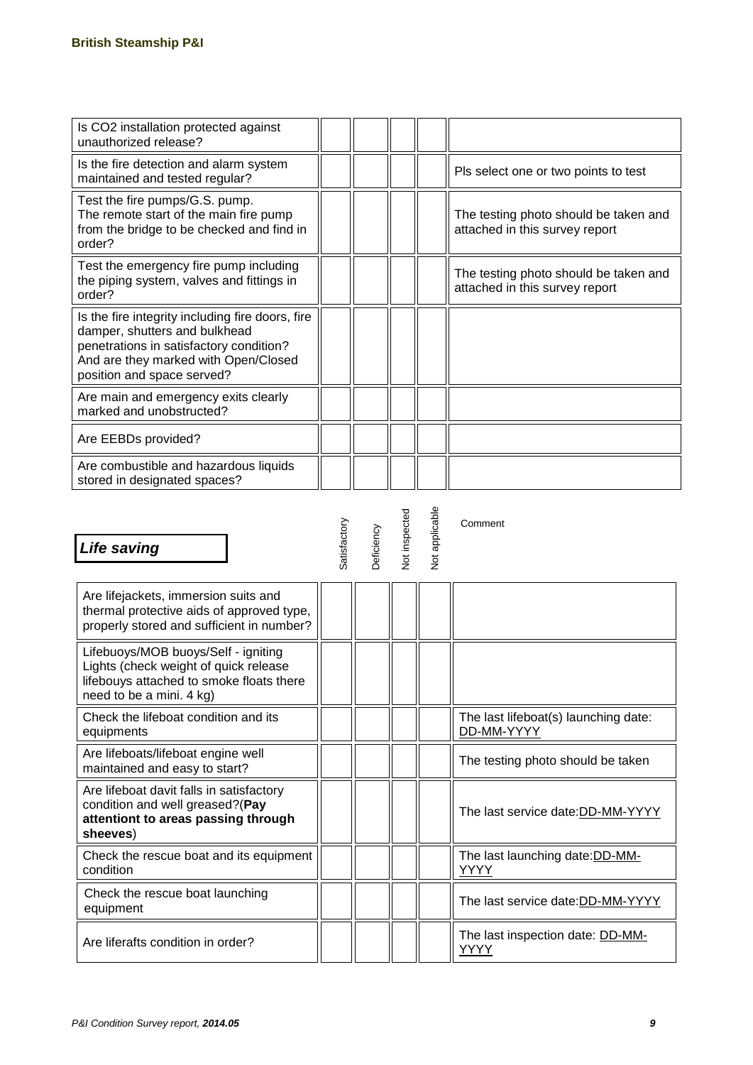| | | | | | |
|---|---|---|---|---|---|
| Is $CO_2$ installation protected against unauthorized release? | | | | | |
| Is the fire detection and alarm system maintained and tested regular? | | | | | Pls select one or two points to test |
| Test the fire pumps/G.S. pump. The remote start of the main fire pump from the bridge to be checked and find in order? | | | | | The testing photo should be taken and attached in this survey report |
| Test the emergency fire pump including the piping system, valves and fittings in order? | | | | | The testing photo should be taken and attached in this survey report |
| Is the fire integrity including fire doors, fire damper, shutters and bulkhead penetrations in satisfactory condition? And are they marked with Open/Closed position and space served? | | | | | |
| Are main and emergency exits clearly marked and unobstructed? | | | | | |
| Are EEBDs provided? | | | | | |
| Are combustible and hazardous liquids stored in designated spaces? | | | | | |

| ***Life saving*** | Satisfactory | Deficiency | Not inspected | Not applicable | Comment |
|---|---|---|---|---|---|
| Are lifejackets, immersion suits and thermal protective aids of approved type, properly stored and sufficient in number? | | | | | |
| Lifebuoys/MOB buoys/Self - igniting Lights (check weight of quick release lifebouys attached to smoke floats there need to be a mini. 4 kg) | | | | | |
| Check the lifeboat condition and its equipments | | | | | The last lifeboat(s) launching date: DD-MM-YYYY |
| Are lifeboats/lifeboat engine well maintained and easy to start? | | | | | The testing photo should be taken |
| Are lifeboat davit falls in satisfactory condition and well greased?(**Pay attentiont to areas passing through sheeves**) | | | | | The last service date:DD-MM-YYYY |
| Check the rescue boat and its equipment condition | | | | | The last launching date:DD-MM-YYYY |
| Check the rescue boat launching equipment | | | | | The last service date:DD-MM-YYYY |
| Are liferafts condition in order? | | | | | The last inspection date: DD-MM-YYYY |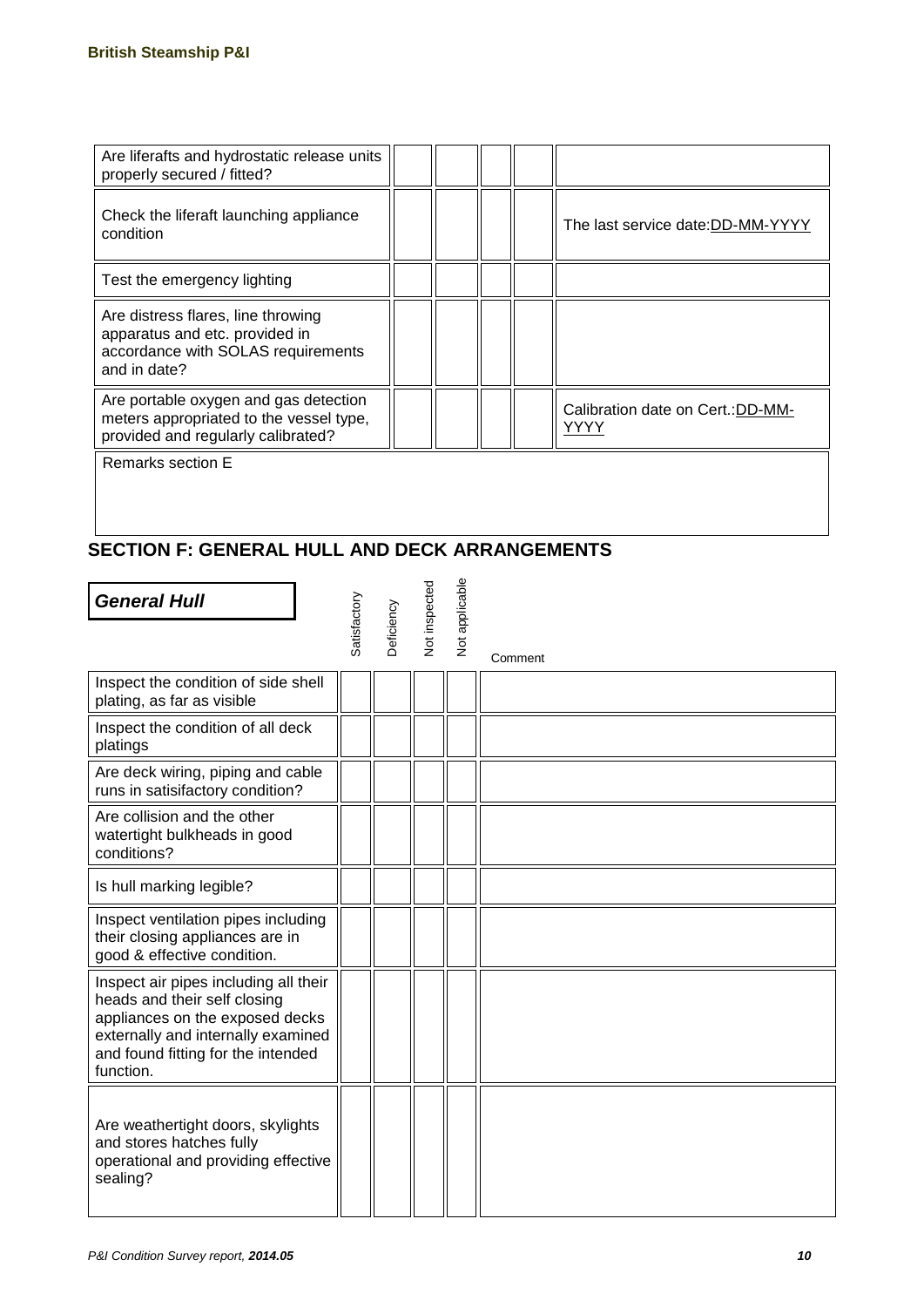| | | | | | |
|---|---|---|---|---|---|
| Are liferafts and hydrostatic release units properly secured / fitted? | | | | | |
| Check the liferaft launching appliance condition | | | | | The last service date:DD-MM-YYYY |
| Test the emergency lighting | | | | | |
| Are distress flares, line throwing apparatus and etc. provided in accordance with SOLAS requirements and in date? | | | | | |
| Are portable oxygen and gas detection meters appropriated to the vessel type, provided and regularly calibrated? | | | | | Calibration date on Cert.:DD-MM-YYYY |

Remarks section E

## SECTION F: GENERAL HULL AND DECK ARRANGEMENTS

| ***General Hull*** | Satisfactory | Deficiency | Not inspected | Not applicable | Comment |
|---|---|---|---|---|---|
| Inspect the condition of side shell plating, as far as visible | | | | | |
| Inspect the condition of all deck platings | | | | | |
| Are deck wiring, piping and cable runs in satisifactory condition? | | | | | |
| Are collision and the other watertight bulkheads in good conditions? | | | | | |
| Is hull marking legible? | | | | | |
| Inspect ventilation pipes including their closing appliances are in good & effective condition. | | | | | |
| Inspect air pipes including all their heads and their self closing appliances on the exposed decks externally and internally examined and found fitting for the intended function. | | | | | |
| Are weathertight doors, skylights and stores hatches fully operational and providing effective sealing? | | | | | |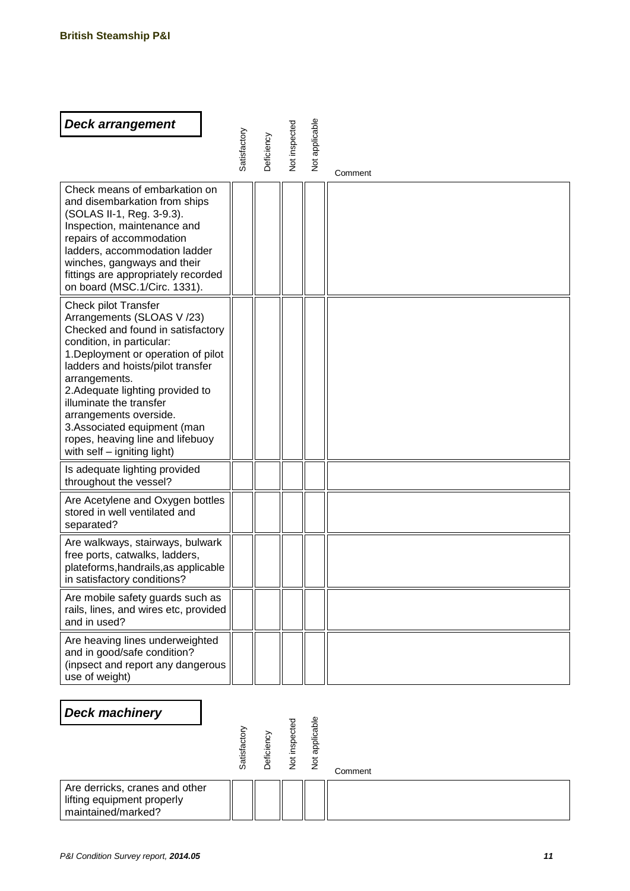## Deck arrangement

| | Satisfactory | Deficiency | Not inspected | Not applicable | Comment |
|---|---|---|---|---|---|
| Check means of embarkation on and disembarkation from ships (SOLAS II-1, Reg. 3-9.3). Inspection, maintenance and repairs of accommodation ladders, accommodation ladder winches, gangways and their fittings are appropriately recorded on board (MSC.1/Circ. 1331). | | | | | |
| Check pilot Transfer Arrangements (SLOAS V /23) Checked and found in satisfactory condition, in particular: 1.Deployment or operation of pilot ladders and hoists/pilot transfer arrangements. 2.Adequate lighting provided to illuminate the transfer arrangements overside. 3.Associated equipment (man ropes, heaving line and lifebuoy with self – igniting light) | | | | | |
| Is adequate lighting provided throughout the vessel? | | | | | |
| Are Acetylene and Oxygen bottles stored in well ventilated and separated? | | | | | |
| Are walkways, stairways, bulwark free ports, catwalks, ladders, plateforms,handrails,as applicable in satisfactory conditions? | | | | | |
| Are mobile safety guards such as rails, lines, and wires etc, provided and in used? | | | | | |
| Are heaving lines underweighted and in good/safe condition? (inpsect and report any dangerous use of weight) | | | | | |

## Deck machinery

| | Satisfactory | Deficiency | Not inspected | Not applicable | Comment |
|---|---|---|---|---|---|
| Are derricks, cranes and other lifting equipment properly maintained/marked? | | | | | |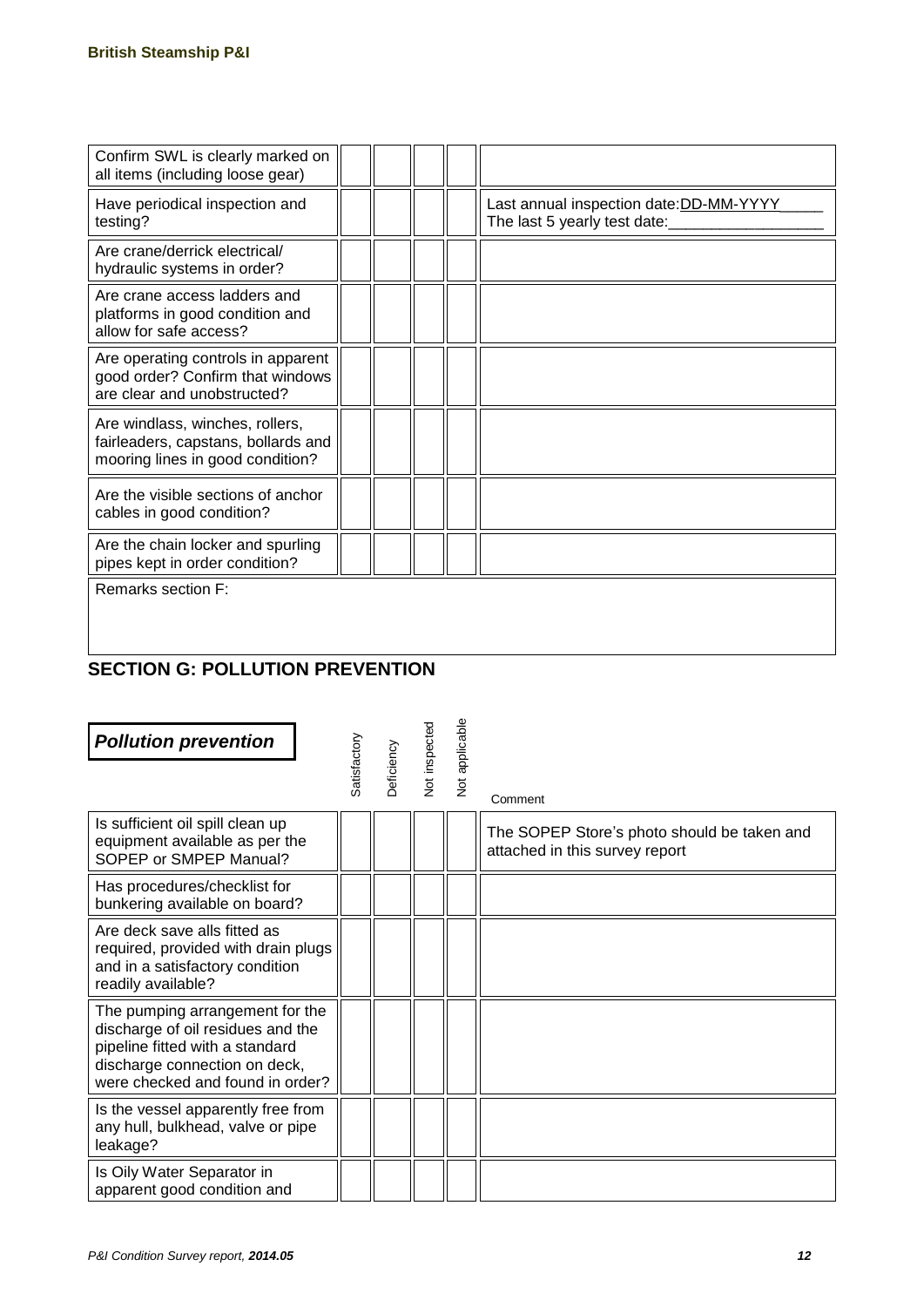| | | | | | |
|---|---|---|---|---|---|
| Confirm SWL is clearly marked on all items (including loose gear) | | | | | |
| Have periodical inspection and testing? | | | | | Last annual inspection date:DD-MM-YYYY_____ The last 5 yearly test date:__________________ |
| Are crane/derrick electrical/ hydraulic systems in order? | | | | | |
| Are crane access ladders and platforms in good condition and allow for safe access? | | | | | |
| Are operating controls in apparent good order? Confirm that windows are clear and unobstructed? | | | | | |
| Are windlass, winches, rollers, fairleaders, capstans, bollards and mooring lines in good condition? | | | | | |
| Are the visible sections of anchor cables in good condition? | | | | | |
| Are the chain locker and spurling pipes kept in order condition? | | | | | |
| Remarks section F: | | | | | |

## SECTION G: POLLUTION PREVENTION

| ***Pollution prevention*** | Satisfactory | Deficiency | Not inspected | Not applicable | Comment |
|---|---|---|---|---|---|
| Is sufficient oil spill clean up equipment available as per the SOPEP or SMPEP Manual? | | | | | The SOPEP Store's photo should be taken and attached in this survey report |
| Has procedures/checklist for bunkering available on board? | | | | | |
| Are deck save alls fitted as required, provided with drain plugs and in a satisfactory condition readily available? | | | | | |
| The pumping arrangement for the discharge of oil residues and the pipeline fitted with a standard discharge connection on deck, were checked and found in order? | | | | | |
| Is the vessel apparently free from any hull, bulkhead, valve or pipe leakage? | | | | | |
| Is Oily Water Separator in apparent good condition and | | | | | |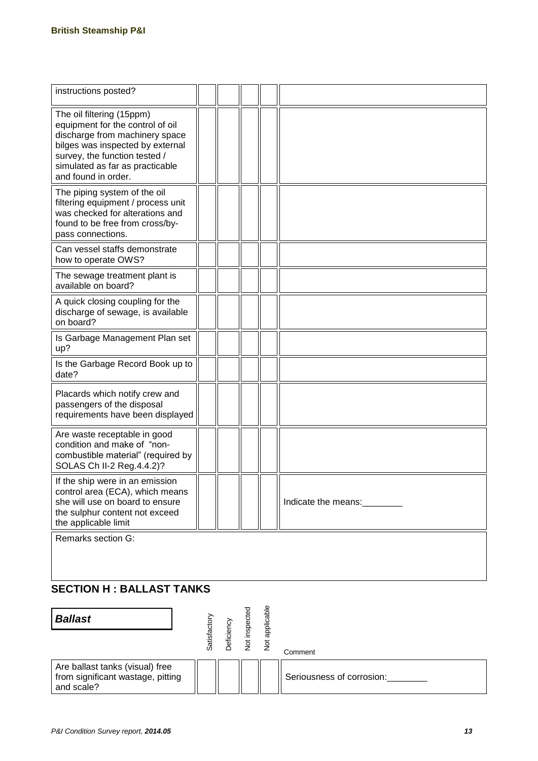| | | | | | |
|---|---|---|---|---|---|
| instructions posted? | | | | | |
| The oil filtering (15ppm) equipment for the control of oil discharge from machinery space bilges was inspected by external survey, the function tested / simulated as far as practicable and found in order. | | | | | |
| The piping system of the oil filtering equipment / process unit was checked for alterations and found to be free from cross/by-pass connections. | | | | | |
| Can vessel staffs demonstrate how to operate OWS? | | | | | |
| The sewage treatment plant is available on board? | | | | | |
| A quick closing coupling for the discharge of sewage, is available on board? | | | | | |
| Is Garbage Management Plan set up? | | | | | |
| Is the Garbage Record Book up to date? | | | | | |
| Placards which notify crew and passengers of the disposal requirements have been displayed | | | | | |
| Are waste receptable in good condition and make of "non-combustible material" (required by SOLAS Ch II-2 Reg.4.4.2)? | | | | | |
| If the ship were in an emission control area (ECA), which means she will use on board to ensure the sulphur content not exceed the applicable limit | | | | | Indicate the means:________ |

Remarks section G:

## SECTION H : BALLAST TANKS

| ***Ballast*** | Satisfactory | Deficiency | Not inspected | Not applicable | Comment |
|---|---|---|---|---|---|
| Are ballast tanks (visual) free from significant wastage, pitting and scale? | | | | | Seriousness of corrosion:________ |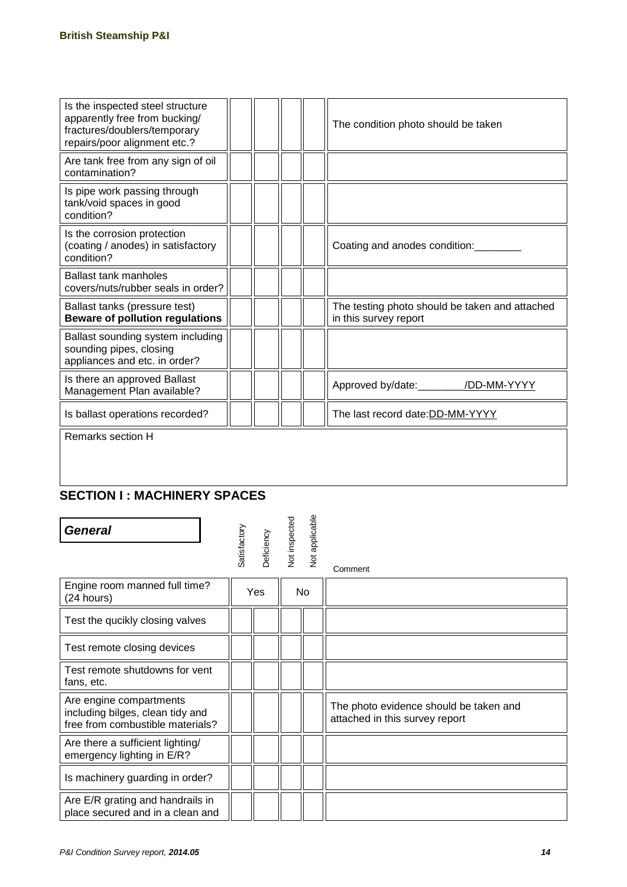| | | | | | |
|---|---|---|---|---|---|
| Is the inspected steel structure apparently free from bucking/ fractures/doublers/temporary repairs/poor alignment etc.? | | | | | The condition photo should be taken |
| Are tank free from any sign of oil contamination? | | | | | |
| Is pipe work passing through tank/void spaces in good condition? | | | | | |
| Is the corrosion protection (coating / anodes) in satisfactory condition? | | | | | Coating and anodes condition:________ |
| Ballast tank manholes covers/nuts/rubber seals in order? | | | | | |
| Ballast tanks (pressure test) **Beware of pollution regulations** | | | | | The testing photo should be taken and attached in this survey report |
| Ballast sounding system including sounding pipes, closing appliances and etc. in order? | | | | | |
| Is there an approved Ballast Management Plan available? | | | | | Approved by/date:________/DD-MM-YYYY |
| Is ballast operations recorded? | | | | | The last record date:DD-MM-YYYY |

Remarks section H

## SECTION I : MACHINERY SPACES

| ***General*** | Satisfactory | Deficiency | Not inspected | Not applicable | Comment |
|---|---|---|---|---|---|
| Engine room manned full time? (24 hours) | Yes | | No | | |
| Test the qucikly closing valves | | | | | |
| Test remote closing devices | | | | | |
| Test remote shutdowns for vent fans, etc. | | | | | |
| Are engine compartments including bilges, clean tidy and free from combustible materials? | | | | | The photo evidence should be taken and attached in this survey report |
| Are there a sufficient lighting/ emergency lighting in E/R? | | | | | |
| Is machinery guarding in order? | | | | | |
| Are E/R grating and handrails in place secured and in a clean and | | | | | |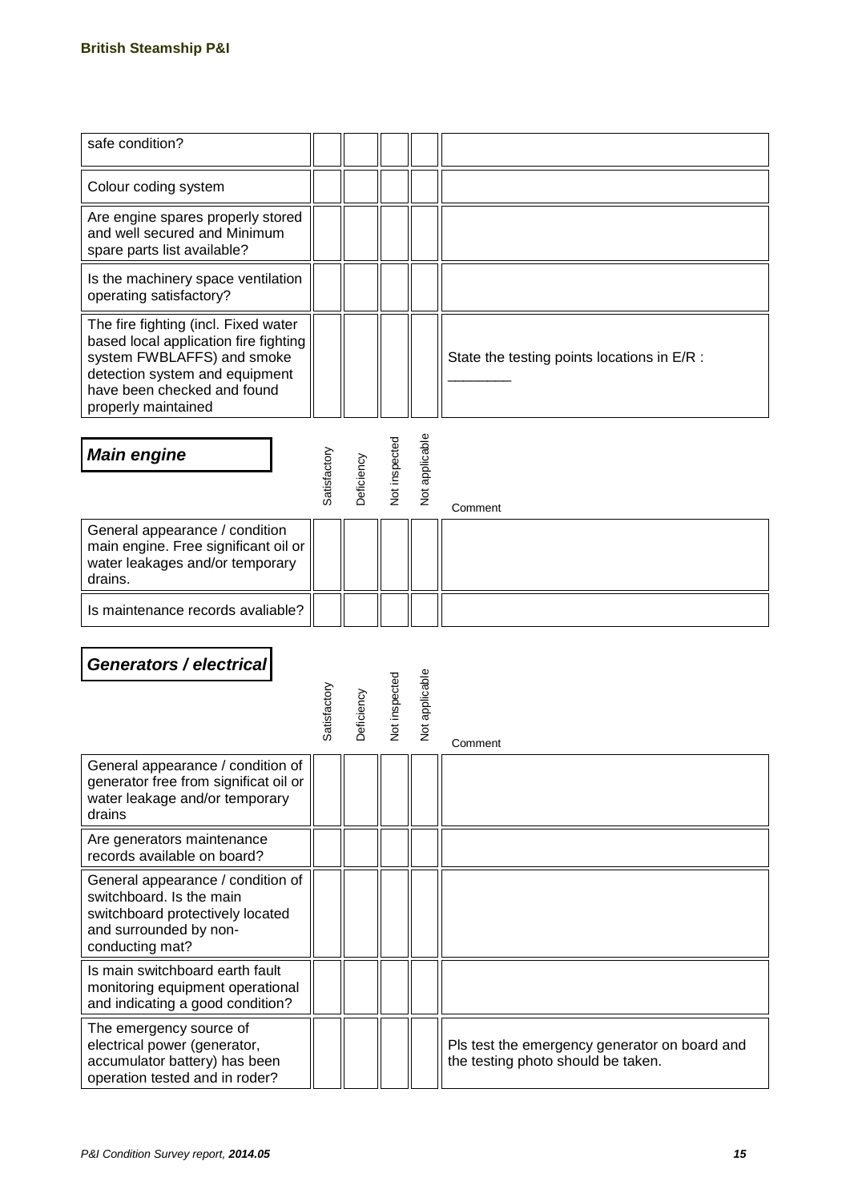| | | | | | |
|---|---|---|---|---|---|
| safe condition? | | | | | |
| Colour coding system | | | | | |
| Are engine spares properly stored and well secured and Minimum spare parts list available? | | | | | |
| Is the machinery space ventilation operating satisfactory? | | | | | |
| The fire fighting (incl. Fixed water based local application fire fighting system FWBLAFFS) and smoke detection system and equipment have been checked and found properly maintained | | | | | State the testing points locations in E/R : ________ |

### *Main engine*

| | Satisfactory | Deficiency | Not inspected | Not applicable | Comment |
|---|---|---|---|---|---|
| General appearance / condition main engine. Free significant oil or water leakages and/or temporary drains. | | | | | |
| Is maintenance records avaliable? | | | | | |

### *Generators / electrical*

| | Satisfactory | Deficiency | Not inspected | Not applicable | Comment |
|---|---|---|---|---|---|
| General appearance / condition of generator free from significat oil or water leakage and/or temporary drains | | | | | |
| Are generators maintenance records available on board? | | | | | |
| General appearance / condition of switchboard. Is the main switchboard protectively located and surrounded by non-conducting mat? | | | | | |
| Is main switchboard earth fault monitoring equipment operational and indicating a good condition? | | | | | |
| The emergency source of electrical power (generator, accumulator battery) has been operation tested and in roder? | | | | | Pls test the emergency generator on board and the testing photo should be taken. |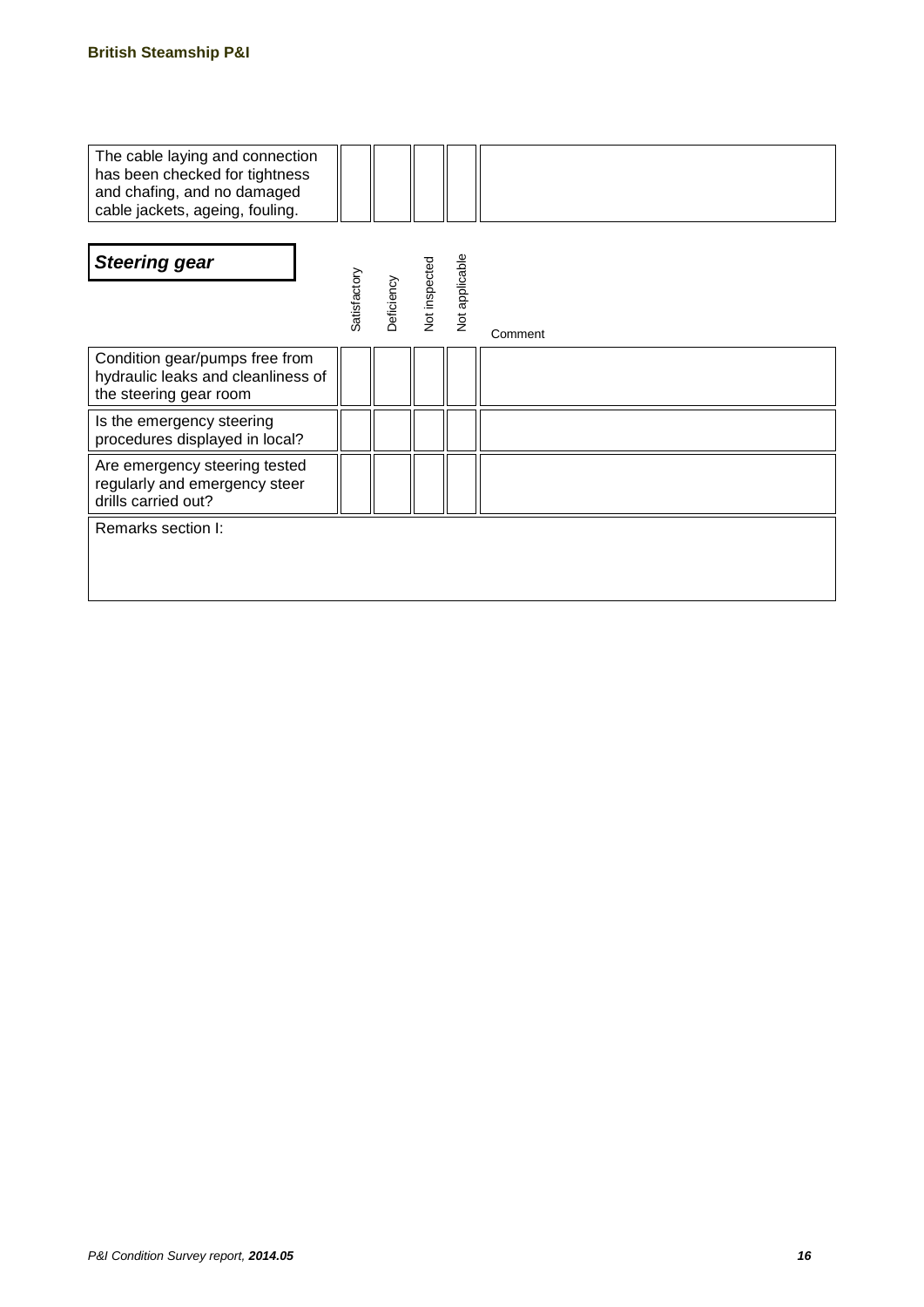| The cable laying and connection has been checked for tightness and chafing, and no damaged cable jackets, ageing, fouling. | | | | | |
|---|---|---|---|---|---|

| **_Steering gear_** | Satisfactory | Deficiency | Not inspected | Not applicable | Comment |
|---|---|---|---|---|---|
| Condition gear/pumps free from hydraulic leaks and cleanliness of the steering gear room | | | | | |
| Is the emergency steering procedures displayed in local? | | | | | |
| Are emergency steering tested regularly and emergency steer drills carried out? | | | | | |

| Remarks section I: |
|---|
| |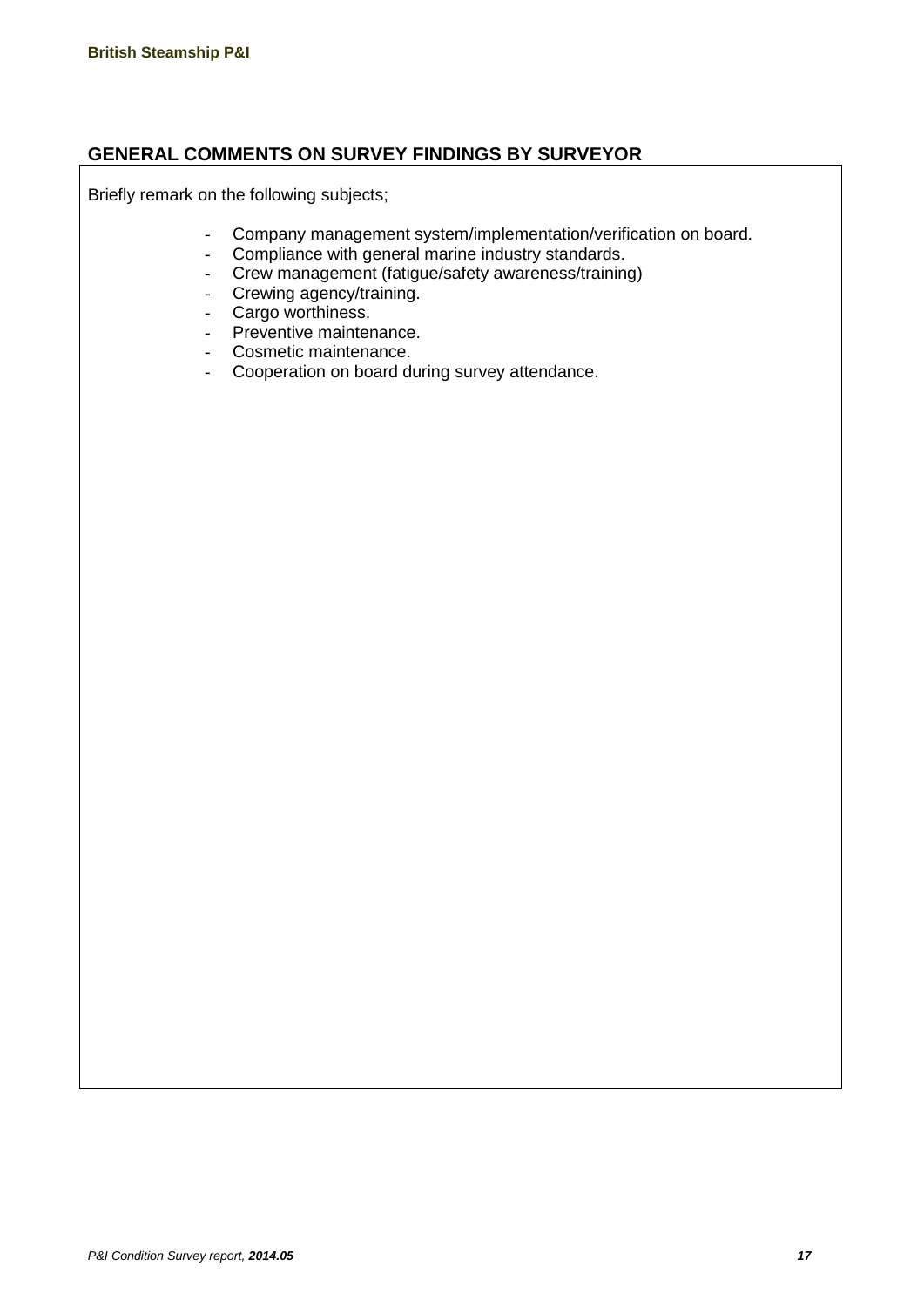## GENERAL COMMENTS ON SURVEY FINDINGS BY SURVEYOR

Briefly remark on the following subjects;

- Company management system/implementation/verification on board.
- Compliance with general marine industry standards.
- Crew management (fatigue/safety awareness/training)
- Crewing agency/training.
- Cargo worthiness.
- Preventive maintenance.
- Cosmetic maintenance.
- Cooperation on board during survey attendance.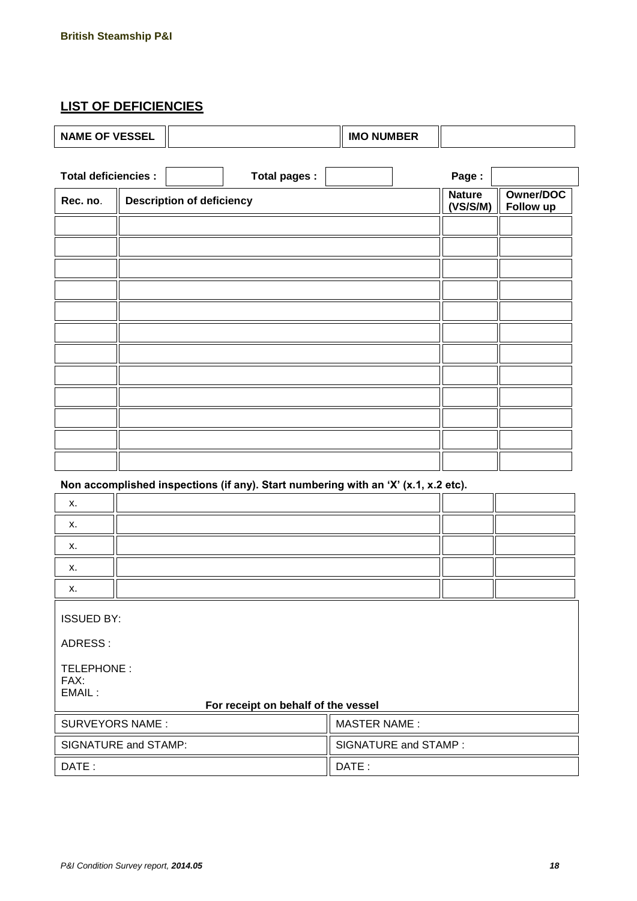## LIST OF DEFICIENCIES

| NAME OF VESSEL | | IMO NUMBER | |
|---|---|---|---|

| Total deficiencies : | | Total pages : | | Page : | |
|---|---|---|---|---|---|

| Rec. no. | Description of deficiency | Nature (VS/S/M) | Owner/DOC Follow up |
|---|---|---|---|
| | | | |
| | | | |
| | | | |
| | | | |
| | | | |
| | | | |
| | | | |
| | | | |
| | | | |
| | | | |
| | | | |
| | | | |

**Non accomplished inspections (if any). Start numbering with an 'X' (x.1, x.2 etc).**

| | | | |
|---|---|---|---|
| x. | | | |
| x. | | | |
| x. | | | |
| x. | | | |
| x. | | | |

ISSUED BY:

ADRESS :

TELEPHONE :
FAX:
EMAIL :

**For receipt on behalf of the vessel**

| | |
|---|---|
| SURVEYORS NAME : | MASTER NAME : |
| SIGNATURE and STAMP: | SIGNATURE and STAMP : |
| DATE : | DATE : |